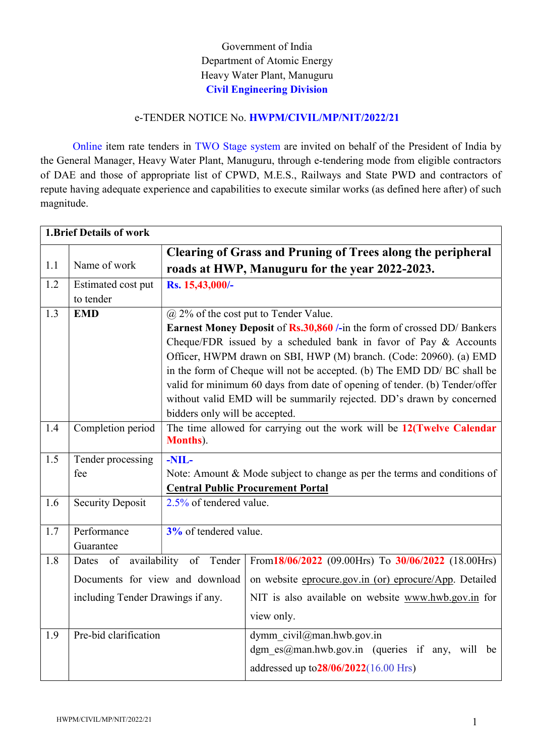Government of India
Department of Atomic Energy
Heavy Water Plant, Manuguru
**Civil Engineering Division**

e-TENDER NOTICE No. **HWPM/CIVIL/MP/NIT/2022/21**

Online item rate tenders in TWO Stage system are invited on behalf of the President of India by the General Manager, Heavy Water Plant, Manuguru, through e-tendering mode from eligible contractors of DAE and those of appropriate list of CPWD, M.E.S., Railways and State PWD and contractors of repute having adequate experience and capabilities to execute similar works (as defined here after) of such magnitude.

| **1.Brief Details of work** | | |
|---|---|---|
| 1.1 | Name of work | **Clearing of Grass and Pruning of Trees along the peripheral roads at HWP, Manuguru for the year 2022-2023.** |
| 1.2 | Estimated cost put to tender | **Rs. 15,43,000/-** |
| 1.3 | **EMD** | @ 2% of the cost put to Tender Value. **Earnest Money Deposit** of **Rs.30,860 /-**in the form of crossed DD/ Bankers Cheque/FDR issued by a scheduled bank in favor of Pay & Accounts Officer, HWPM drawn on SBI, HWP (M) branch. (Code: 20960). (a) EMD in the form of Cheque will not be accepted. (b) The EMD DD/ BC shall be valid for minimum 60 days from date of opening of tender. (b) Tender/offer without valid EMD will be summarily rejected. DD's drawn by concerned bidders only will be accepted. |
| 1.4 | Completion period | The time allowed for carrying out the work will be **12(Twelve Calendar Months**). |
| 1.5 | Tender processing fee | **-NIL-** Note: Amount & Mode subject to change as per the terms and conditions of **Central Public Procurement Portal** |
| 1.6 | Security Deposit | 2.5% of tendered value. |
| 1.7 | Performance Guarantee | **3%** of tendered value. |
| 1.8 | Dates of availability of Tender Documents for view and download including Tender Drawings if any. | From**18/06/2022** (09.00Hrs) To **30/06/2022** (18.00Hrs) on website eprocure.gov.in (or) eprocure/App. Detailed NIT is also available on website www.hwb.gov.in for view only. |
| 1.9 | Pre-bid clarification | dymm_civil@man.hwb.gov.in dgm_es@man.hwb.gov.in (queries if any, will be addressed up to**28/06/2022**(16.00 Hrs) |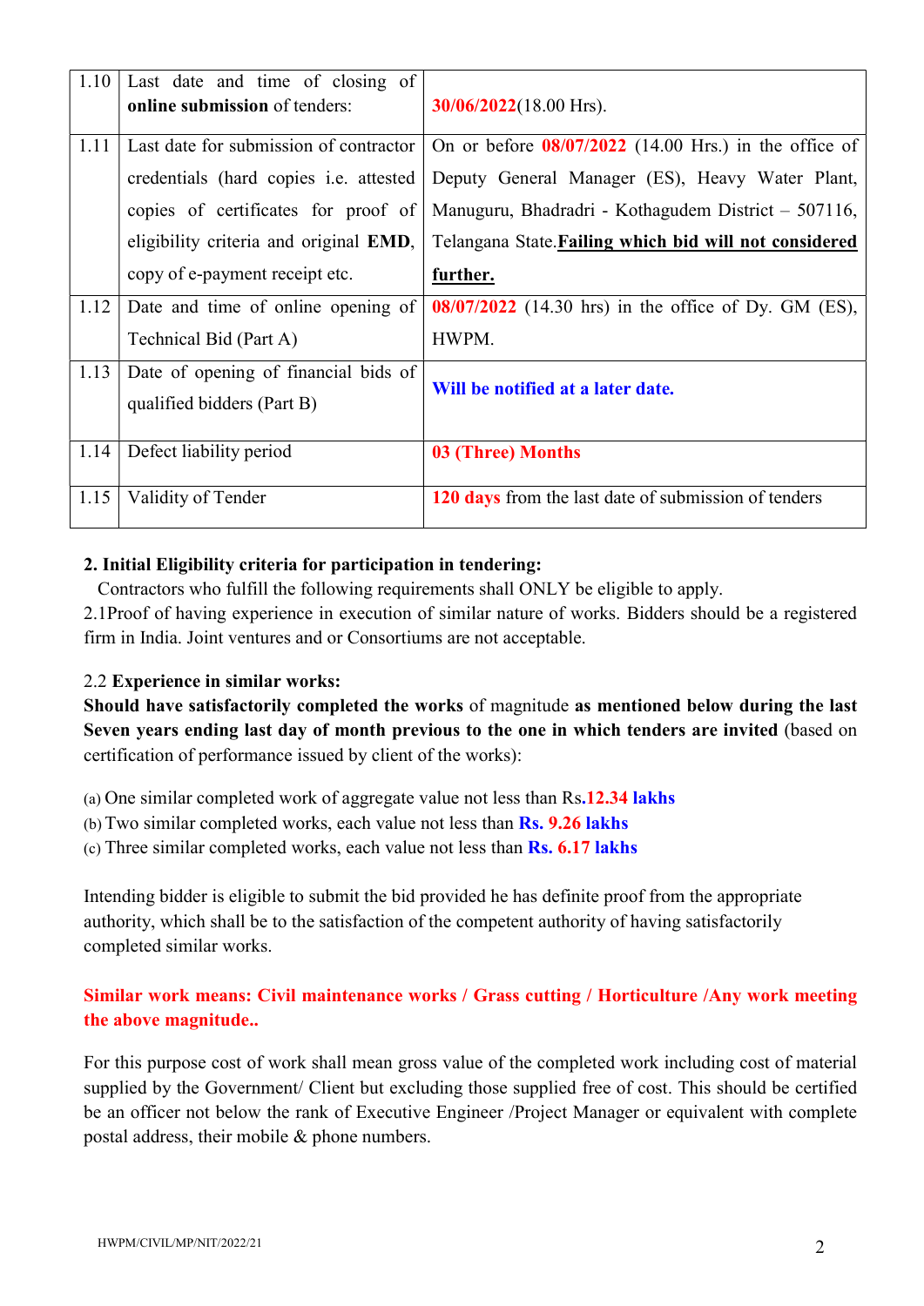| 1.10 | Last date and time of closing of **online submission** of tenders: | **30/06/2022**(18.00 Hrs). |
|---|---|---|
| 1.11 | Last date for submission of contractor credentials (hard copies i.e. attested copies of certificates for proof of eligibility criteria and original **EMD**, copy of e-payment receipt etc. | On or before **08/07/2022** (14.00 Hrs.) in the office of Deputy General Manager (ES), Heavy Water Plant, Manuguru, Bhadradri - Kothagudem District – 507116, Telangana State.**Failing which bid will not considered further.** |
| 1.12 | Date and time of online opening of Technical Bid (Part A) | **08/07/2022** (14.30 hrs) in the office of Dy. GM (ES), HWPM. |
| 1.13 | Date of opening of financial bids of qualified bidders (Part B) | **Will be notified at a later date.** |
| 1.14 | Defect liability period | **03 (Three) Months** |
| 1.15 | Validity of Tender | **120 days** from the last date of submission of tenders |

**2. Initial Eligibility criteria for participation in tendering:**

Contractors who fulfill the following requirements shall ONLY be eligible to apply.

2.1Proof of having experience in execution of similar nature of works. Bidders should be a registered firm in India. Joint ventures and or Consortiums are not acceptable.

2.2 **Experience in similar works:**

**Should have satisfactorily completed the works** of magnitude **as mentioned below during the last Seven years ending last day of month previous to the one in which tenders are invited** (based on certification of performance issued by client of the works):

(a) One similar completed work of aggregate value not less than Rs**.12.34 lakhs**
(b) Two similar completed works, each value not less than **Rs. 9.26 lakhs**
(c) Three similar completed works, each value not less than **Rs. 6.17 lakhs**

Intending bidder is eligible to submit the bid provided he has definite proof from the appropriate authority, which shall be to the satisfaction of the competent authority of having satisfactorily completed similar works.

**Similar work means: Civil maintenance works / Grass cutting / Horticulture /Any work meeting the above magnitude..**

For this purpose cost of work shall mean gross value of the completed work including cost of material supplied by the Government/ Client but excluding those supplied free of cost. This should be certified be an officer not below the rank of Executive Engineer /Project Manager or equivalent with complete postal address, their mobile & phone numbers.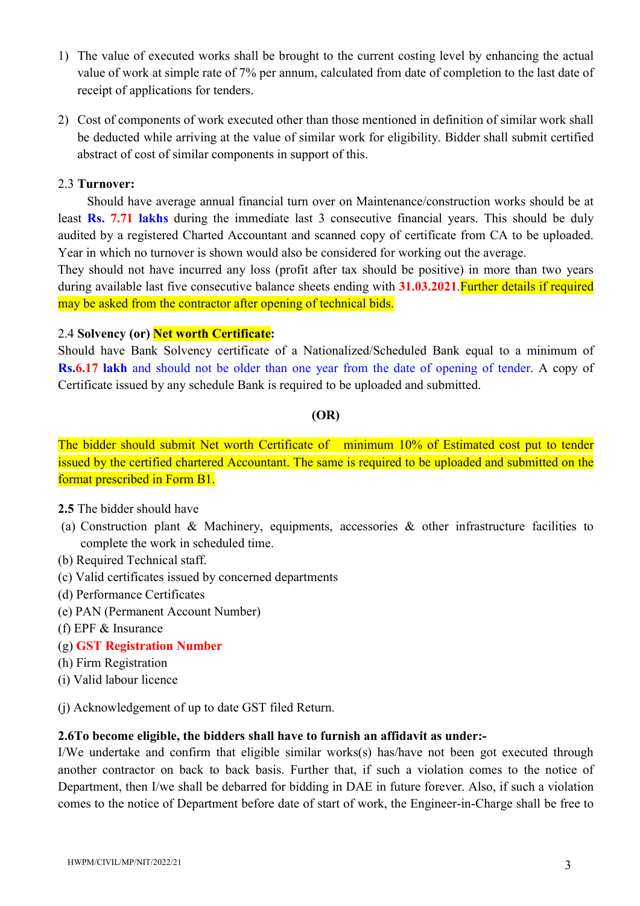1) The value of executed works shall be brought to the current costing level by enhancing the actual value of work at simple rate of 7% per annum, calculated from date of completion to the last date of receipt of applications for tenders.

2) Cost of components of work executed other than those mentioned in definition of similar work shall be deducted while arriving at the value of similar work for eligibility. Bidder shall submit certified abstract of cost of similar components in support of this.

2.3 **Turnover:**

Should have average annual financial turn over on Maintenance/construction works should be at least **Rs. 7.71 lakhs** during the immediate last 3 consecutive financial years. This should be duly audited by a registered Charted Accountant and scanned copy of certificate from CA to be uploaded. Year in which no turnover is shown would also be considered for working out the average.

They should not have incurred any loss (profit after tax should be positive) in more than two years during available last five consecutive balance sheets ending with **31.03.2021**.Further details if required may be asked from the contractor after opening of technical bids.

2.4 **Solvency (or) Net worth Certificate:**

Should have Bank Solvency certificate of a Nationalized/Scheduled Bank equal to a minimum of **Rs.6.17 lakh** and should not be older than one year from the date of opening of tender. A copy of Certificate issued by any schedule Bank is required to be uploaded and submitted.

**(OR)**

The bidder should submit Net worth Certificate of minimum 10% of Estimated cost put to tender issued by the certified chartered Accountant. The same is required to be uploaded and submitted on the format prescribed in Form B1.

**2.5** The bidder should have

(a) Construction plant & Machinery, equipments, accessories & other infrastructure facilities to complete the work in scheduled time.
(b) Required Technical staff.
(c) Valid certificates issued by concerned departments
(d) Performance Certificates
(e) PAN (Permanent Account Number)
(f) EPF & Insurance
(g) **GST Registration Number**
(h) Firm Registration
(i) Valid labour licence

(j) Acknowledgement of up to date GST filed Return.

**2.6To become eligible, the bidders shall have to furnish an affidavit as under:-**

I/We undertake and confirm that eligible similar works(s) has/have not been got executed through another contractor on back to back basis. Further that, if such a violation comes to the notice of Department, then I/we shall be debarred for bidding in DAE in future forever. Also, if such a violation comes to the notice of Department before date of start of work, the Engineer-in-Charge shall be free to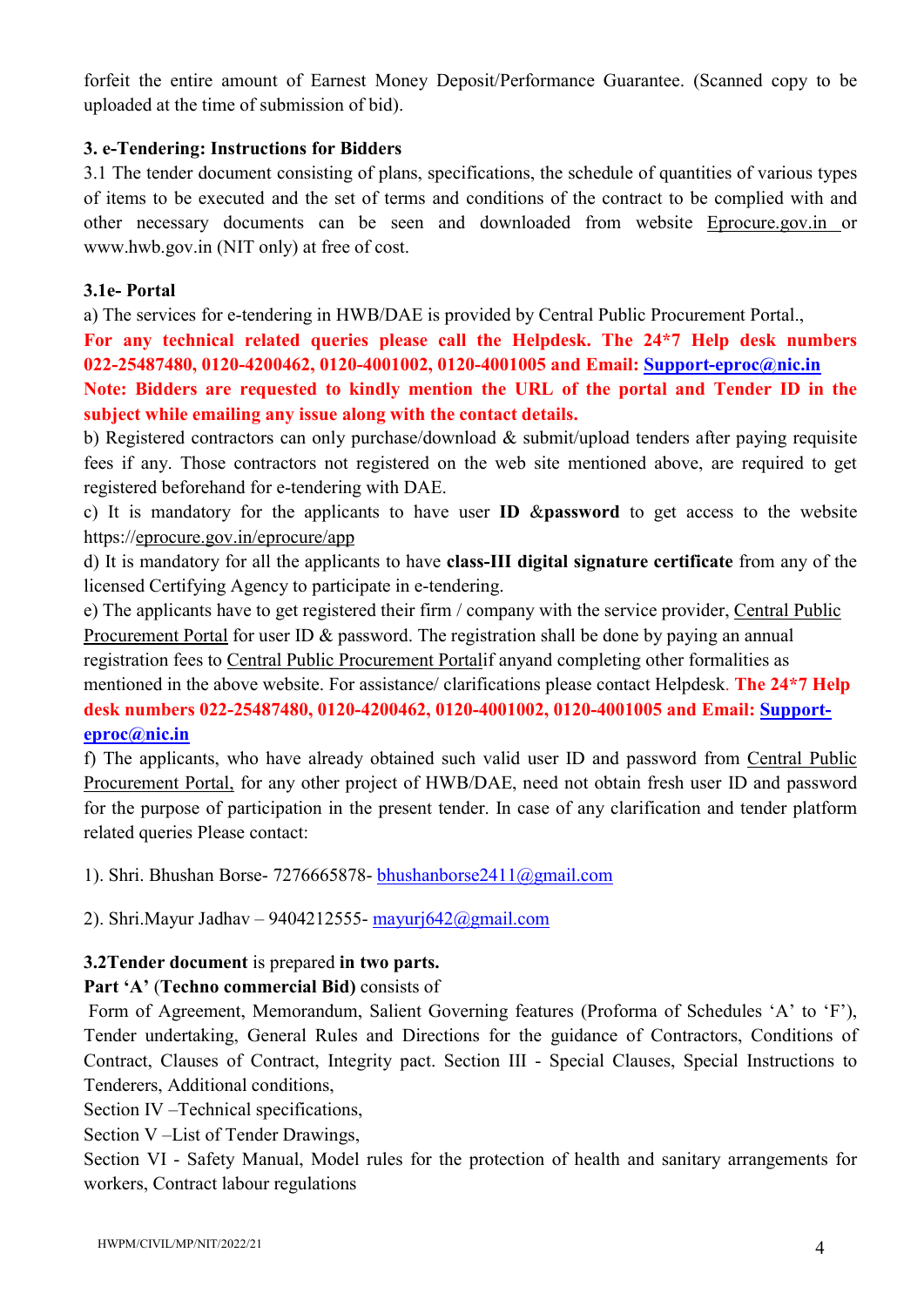forfeit the entire amount of Earnest Money Deposit/Performance Guarantee. (Scanned copy to be uploaded at the time of submission of bid).

### 3. e-Tendering: Instructions for Bidders

3.1 The tender document consisting of plans, specifications, the schedule of quantities of various types of items to be executed and the set of terms and conditions of the contract to be complied with and other necessary documents can be seen and downloaded from website Eprocure.gov.in or www.hwb.gov.in (NIT only) at free of cost.

### 3.1e- Portal

a) The services for e-tendering in HWB/DAE is provided by Central Public Procurement Portal.,

**For any technical related queries please call the Helpdesk. The 24*7 Help desk numbers 022-25487480, 0120-4200462, 0120-4001002, 0120-4001005 and Email: Support-eproc@nic.in**

**Note: Bidders are requested to kindly mention the URL of the portal and Tender ID in the subject while emailing any issue along with the contact details.**

b) Registered contractors can only purchase/download & submit/upload tenders after paying requisite fees if any. Those contractors not registered on the web site mentioned above, are required to get registered beforehand for e-tendering with DAE.

c) It is mandatory for the applicants to have user **ID &password** to get access to the website https://eprocure.gov.in/eprocure/app

d) It is mandatory for all the applicants to have **class-III digital signature certificate** from any of the licensed Certifying Agency to participate in e-tendering.

e) The applicants have to get registered their firm / company with the service provider, Central Public Procurement Portal for user ID & password. The registration shall be done by paying an annual registration fees to Central Public Procurement Portalif anyand completing other formalities as mentioned in the above website. For assistance/ clarifications please contact Helpdesk. **The 24*7 Help desk numbers 022-25487480, 0120-4200462, 0120-4001002, 0120-4001005 and Email: Support-eproc@nic.in**

f) The applicants, who have already obtained such valid user ID and password from Central Public Procurement Portal, for any other project of HWB/DAE, need not obtain fresh user ID and password for the purpose of participation in the present tender. In case of any clarification and tender platform related queries Please contact:

1). Shri. Bhushan Borse- 7276665878- bhushanborse2411@gmail.com

2). Shri.Mayur Jadhav – 9404212555- mayurj642@gmail.com

**3.2Tender document** is prepared **in two parts.**

**Part 'A'** (**Techno commercial Bid)** consists of

Form of Agreement, Memorandum, Salient Governing features (Proforma of Schedules 'A' to 'F'), Tender undertaking, General Rules and Directions for the guidance of Contractors, Conditions of Contract, Clauses of Contract, Integrity pact. Section III - Special Clauses, Special Instructions to Tenderers, Additional conditions,

Section IV –Technical specifications,

Section V –List of Tender Drawings,

Section VI - Safety Manual, Model rules for the protection of health and sanitary arrangements for workers, Contract labour regulations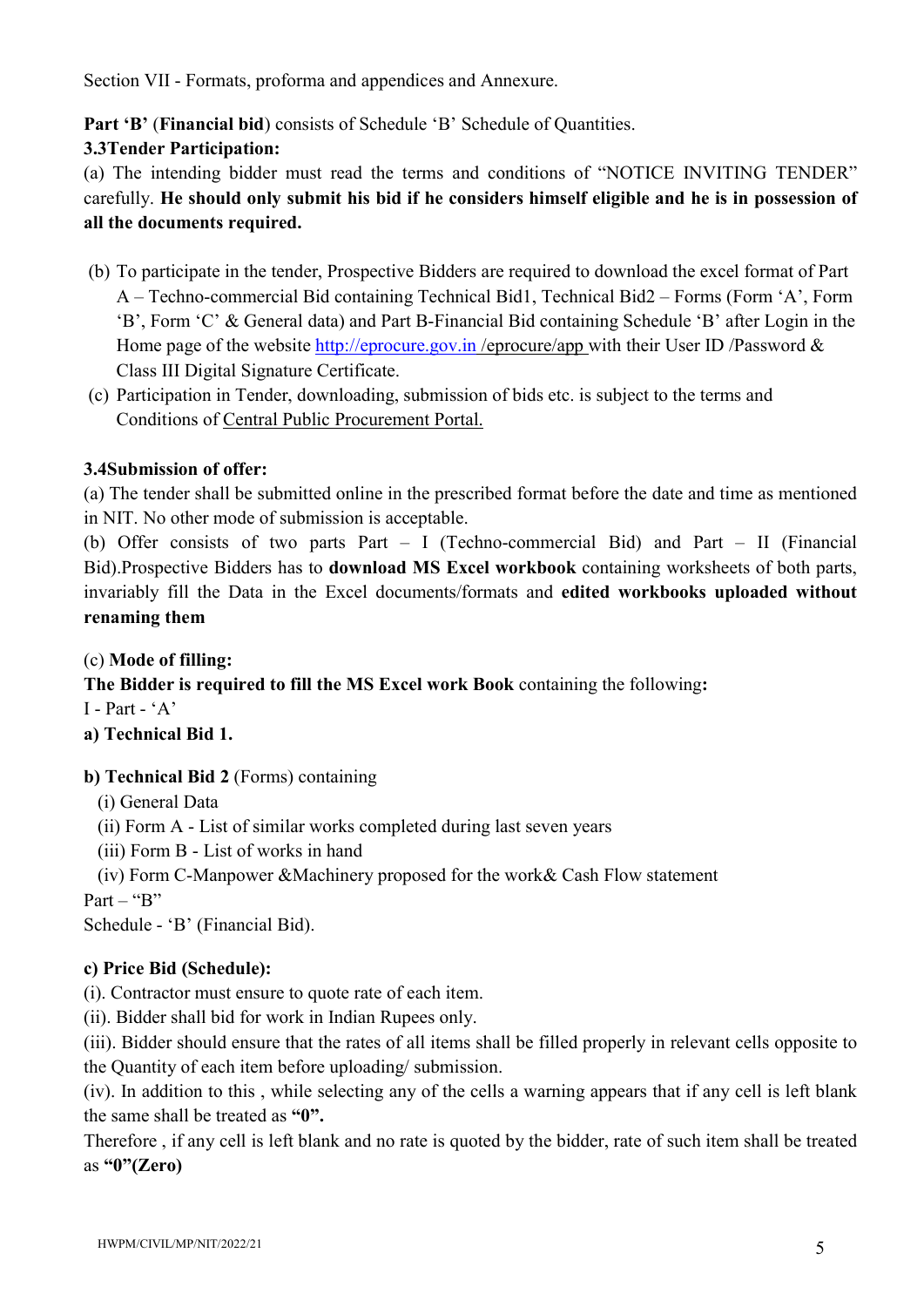Section VII - Formats, proforma and appendices and Annexure.

**Part 'B'** (**Financial bid**) consists of Schedule 'B' Schedule of Quantities.

**3.3Tender Participation:**

(a) The intending bidder must read the terms and conditions of "NOTICE INVITING TENDER" carefully. **He should only submit his bid if he considers himself eligible and he is in possession of all the documents required.**

(b) To participate in the tender, Prospective Bidders are required to download the excel format of Part A – Techno-commercial Bid containing Technical Bid1, Technical Bid2 – Forms (Form 'A', Form 'B', Form 'C' & General data) and Part B-Financial Bid containing Schedule 'B' after Login in the Home page of the website http://eprocure.gov.in /eprocure/app with their User ID /Password & Class III Digital Signature Certificate.

(c) Participation in Tender, downloading, submission of bids etc. is subject to the terms and Conditions of Central Public Procurement Portal.

**3.4Submission of offer:**

(a) The tender shall be submitted online in the prescribed format before the date and time as mentioned in NIT. No other mode of submission is acceptable.

(b) Offer consists of two parts Part – I (Techno-commercial Bid) and Part – II (Financial Bid).Prospective Bidders has to **download MS Excel workbook** containing worksheets of both parts, invariably fill the Data in the Excel documents/formats and **edited workbooks uploaded without renaming them**

(c) **Mode of filling:**

**The Bidder is required to fill the MS Excel work Book** containing the following**:**

I - Part - 'A'

**a) Technical Bid 1.**

**b) Technical Bid 2** (Forms) containing

(i) General Data

(ii) Form A - List of similar works completed during last seven years

(iii) Form B - List of works in hand

(iv) Form C-Manpower &Machinery proposed for the work& Cash Flow statement

Part – "B"

Schedule - 'B' (Financial Bid).

**c) Price Bid (Schedule):**

(i). Contractor must ensure to quote rate of each item.

(ii). Bidder shall bid for work in Indian Rupees only.

(iii). Bidder should ensure that the rates of all items shall be filled properly in relevant cells opposite to the Quantity of each item before uploading/ submission.

(iv). In addition to this , while selecting any of the cells a warning appears that if any cell is left blank the same shall be treated as **"0".**

Therefore , if any cell is left blank and no rate is quoted by the bidder, rate of such item shall be treated as **"0"(Zero)**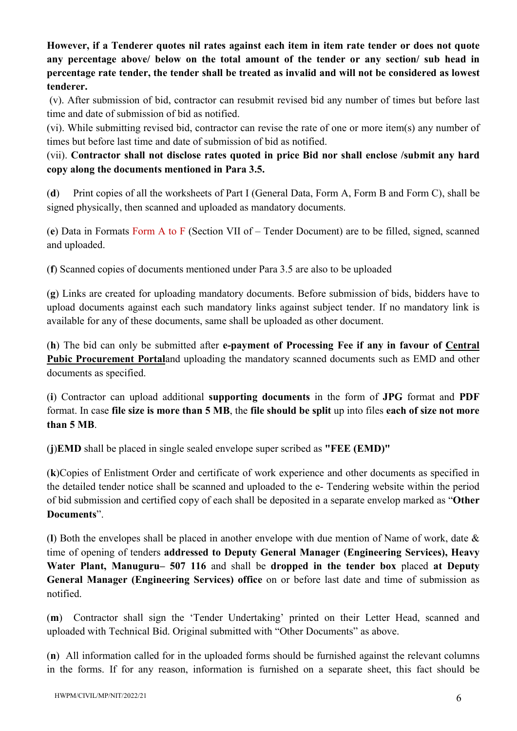**However, if a Tenderer quotes nil rates against each item in item rate tender or does not quote any percentage above/ below on the total amount of the tender or any section/ sub head in percentage rate tender, the tender shall be treated as invalid and will not be considered as lowest tenderer.**

(v). After submission of bid, contractor can resubmit revised bid any number of times but before last time and date of submission of bid as notified.

(vi). While submitting revised bid, contractor can revise the rate of one or more item(s) any number of times but before last time and date of submission of bid as notified.

(vii). **Contractor shall not disclose rates quoted in price Bid nor shall enclose /submit any hard copy along the documents mentioned in Para 3.5.**

(**d**) Print copies of all the worksheets of Part I (General Data, Form A, Form B and Form C), shall be signed physically, then scanned and uploaded as mandatory documents.

(**e**) Data in Formats Form A to F (Section VII of – Tender Document) are to be filled, signed, scanned and uploaded.

(**f**) Scanned copies of documents mentioned under Para 3.5 are also to be uploaded

(**g**) Links are created for uploading mandatory documents. Before submission of bids, bidders have to upload documents against each such mandatory links against subject tender. If no mandatory link is available for any of these documents, same shall be uploaded as other document.

(**h**) The bid can only be submitted after **e-payment of Processing Fee if any in favour of Central Pubic Procurement Portal**and uploading the mandatory scanned documents such as EMD and other documents as specified.

(**i**) Contractor can upload additional **supporting documents** in the form of **JPG** format and **PDF** format. In case **file size is more than 5 MB**, the **file should be split** up into files **each of size not more than 5 MB**.

(**j**)**EMD** shall be placed in single sealed envelope super scribed as **"FEE (EMD)"**

(**k**)Copies of Enlistment Order and certificate of work experience and other documents as specified in the detailed tender notice shall be scanned and uploaded to the e- Tendering website within the period of bid submission and certified copy of each shall be deposited in a separate envelop marked as "**Other Documents**".

(**l**) Both the envelopes shall be placed in another envelope with due mention of Name of work, date & time of opening of tenders **addressed to Deputy General Manager (Engineering Services), Heavy Water Plant, Manuguru– 507 116** and shall be **dropped in the tender box** placed **at Deputy General Manager (Engineering Services) office** on or before last date and time of submission as notified.

(**m**) Contractor shall sign the 'Tender Undertaking' printed on their Letter Head, scanned and uploaded with Technical Bid. Original submitted with "Other Documents" as above.

(**n**) All information called for in the uploaded forms should be furnished against the relevant columns in the forms. If for any reason, information is furnished on a separate sheet, this fact should be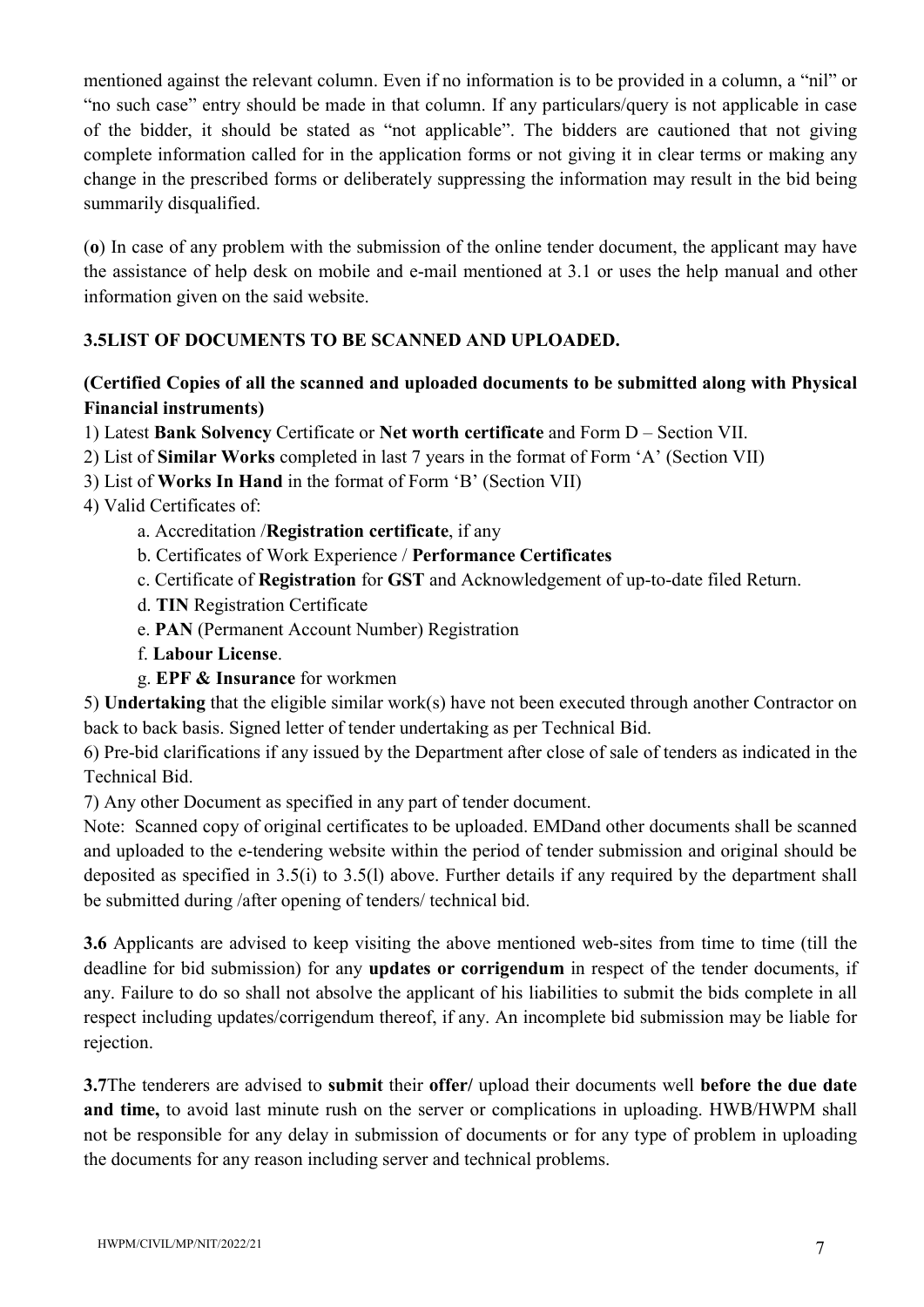mentioned against the relevant column. Even if no information is to be provided in a column, a "nil" or "no such case" entry should be made in that column. If any particulars/query is not applicable in case of the bidder, it should be stated as "not applicable". The bidders are cautioned that not giving complete information called for in the application forms or not giving it in clear terms or making any change in the prescribed forms or deliberately suppressing the information may result in the bid being summarily disqualified.

(**o**) In case of any problem with the submission of the online tender document, the applicant may have the assistance of help desk on mobile and e-mail mentioned at 3.1 or uses the help manual and other information given on the said website.

### 3.5LIST OF DOCUMENTS TO BE SCANNED AND UPLOADED.

**(Certified Copies of all the scanned and uploaded documents to be submitted along with Physical Financial instruments)**

1) Latest **Bank Solvency** Certificate or **Net worth certificate** and Form D – Section VII.
2) List of **Similar Works** completed in last 7 years in the format of Form 'A' (Section VII)
3) List of **Works In Hand** in the format of Form 'B' (Section VII)
4) Valid Certificates of:
    a. Accreditation /**Registration certificate**, if any
    b. Certificates of Work Experience / **Performance Certificates**
    c. Certificate of **Registration** for **GST** and Acknowledgement of up-to-date filed Return.
    d. **TIN** Registration Certificate
    e. **PAN** (Permanent Account Number) Registration
    f. **Labour License**.
    g. **EPF & Insurance** for workmen
5) **Undertaking** that the eligible similar work(s) have not been executed through another Contractor on back to back basis. Signed letter of tender undertaking as per Technical Bid.
6) Pre-bid clarifications if any issued by the Department after close of sale of tenders as indicated in the Technical Bid.
7) Any other Document as specified in any part of tender document.

Note: Scanned copy of original certificates to be uploaded. EMDand other documents shall be scanned and uploaded to the e-tendering website within the period of tender submission and original should be deposited as specified in 3.5(i) to 3.5(l) above. Further details if any required by the department shall be submitted during /after opening of tenders/ technical bid.

**3.6** Applicants are advised to keep visiting the above mentioned web-sites from time to time (till the deadline for bid submission) for any **updates or corrigendum** in respect of the tender documents, if any. Failure to do so shall not absolve the applicant of his liabilities to submit the bids complete in all respect including updates/corrigendum thereof, if any. An incomplete bid submission may be liable for rejection.

**3.7**The tenderers are advised to **submit** their **offer/** upload their documents well **before the due date and time,** to avoid last minute rush on the server or complications in uploading. HWB/HWPM shall not be responsible for any delay in submission of documents or for any type of problem in uploading the documents for any reason including server and technical problems.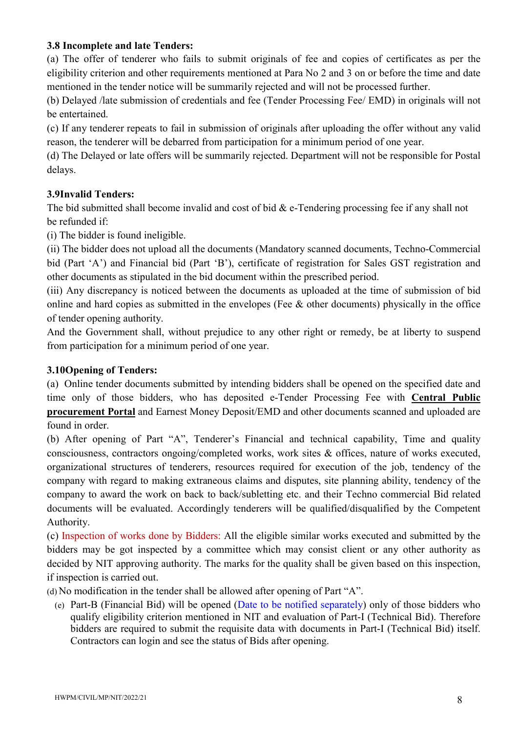**3.8 Incomplete and late Tenders:**

(a) The offer of tenderer who fails to submit originals of fee and copies of certificates as per the eligibility criterion and other requirements mentioned at Para No 2 and 3 on or before the time and date mentioned in the tender notice will be summarily rejected and will not be processed further.

(b) Delayed /late submission of credentials and fee (Tender Processing Fee/ EMD) in originals will not be entertained.

(c) If any tenderer repeats to fail in submission of originals after uploading the offer without any valid reason, the tenderer will be debarred from participation for a minimum period of one year.

(d) The Delayed or late offers will be summarily rejected. Department will not be responsible for Postal delays.

**3.9Invalid Tenders:**

The bid submitted shall become invalid and cost of bid & e-Tendering processing fee if any shall not be refunded if:

(i) The bidder is found ineligible.

(ii) The bidder does not upload all the documents (Mandatory scanned documents, Techno-Commercial bid (Part 'A') and Financial bid (Part 'B'), certificate of registration for Sales GST registration and other documents as stipulated in the bid document within the prescribed period.

(iii) Any discrepancy is noticed between the documents as uploaded at the time of submission of bid online and hard copies as submitted in the envelopes (Fee & other documents) physically in the office of tender opening authority.

And the Government shall, without prejudice to any other right or remedy, be at liberty to suspend from participation for a minimum period of one year.

**3.10Opening of Tenders:**

(a) Online tender documents submitted by intending bidders shall be opened on the specified date and time only of those bidders, who has deposited e-Tender Processing Fee with **Central Public procurement Portal** and Earnest Money Deposit/EMD and other documents scanned and uploaded are found in order.

(b) After opening of Part "A", Tenderer's Financial and technical capability, Time and quality consciousness, contractors ongoing/completed works, work sites & offices, nature of works executed, organizational structures of tenderers, resources required for execution of the job, tendency of the company with regard to making extraneous claims and disputes, site planning ability, tendency of the company to award the work on back to back/subletting etc. and their Techno commercial Bid related documents will be evaluated. Accordingly tenderers will be qualified/disqualified by the Competent Authority.

(c) Inspection of works done by Bidders: All the eligible similar works executed and submitted by the bidders may be got inspected by a committee which may consist client or any other authority as decided by NIT approving authority. The marks for the quality shall be given based on this inspection, if inspection is carried out.

(d) No modification in the tender shall be allowed after opening of Part "A".

(e) Part-B (Financial Bid) will be opened (Date to be notified separately) only of those bidders who qualify eligibility criterion mentioned in NIT and evaluation of Part-I (Technical Bid). Therefore bidders are required to submit the requisite data with documents in Part-I (Technical Bid) itself. Contractors can login and see the status of Bids after opening.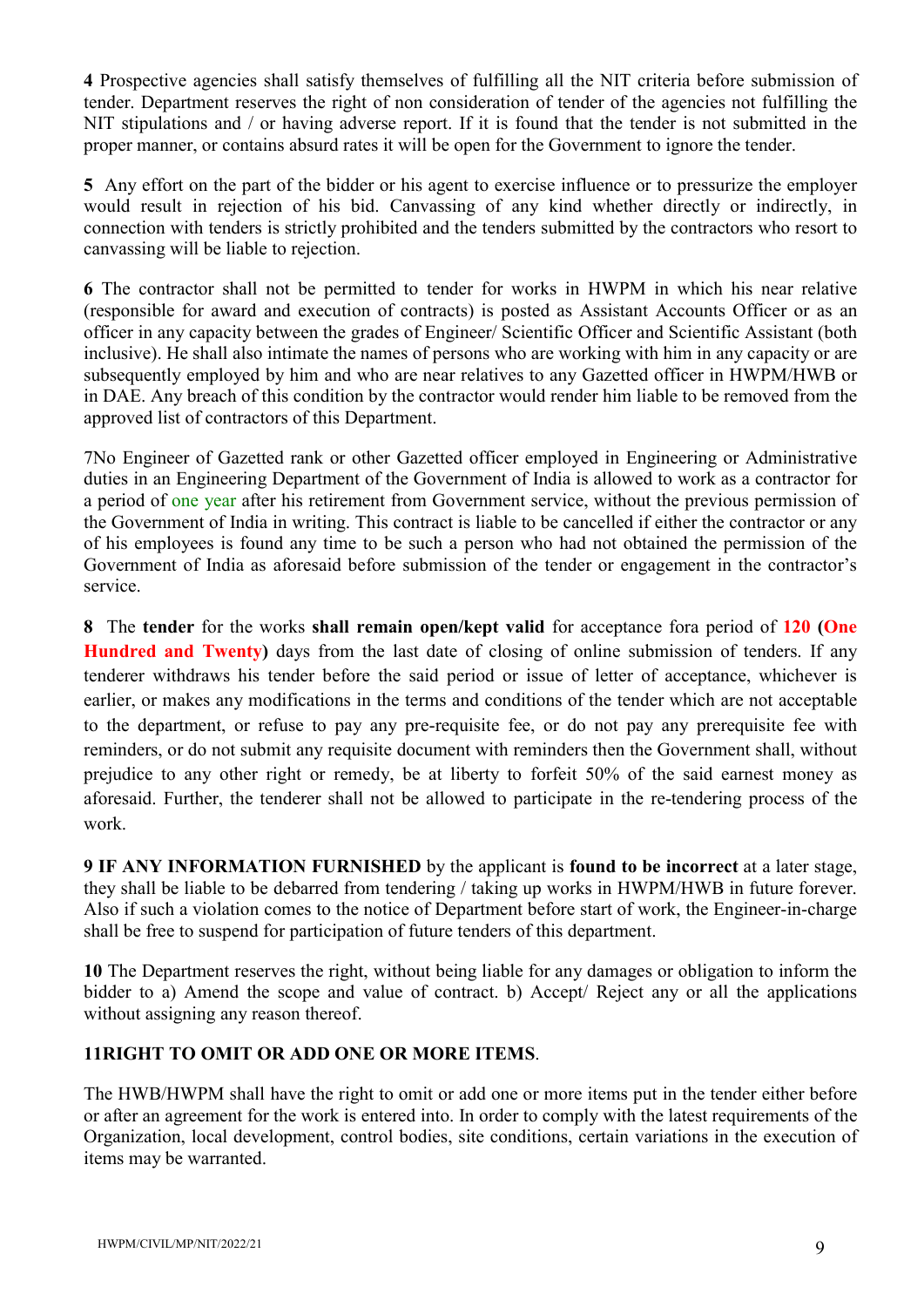**4** Prospective agencies shall satisfy themselves of fulfilling all the NIT criteria before submission of tender. Department reserves the right of non consideration of tender of the agencies not fulfilling the NIT stipulations and / or having adverse report. If it is found that the tender is not submitted in the proper manner, or contains absurd rates it will be open for the Government to ignore the tender.

**5** Any effort on the part of the bidder or his agent to exercise influence or to pressurize the employer would result in rejection of his bid. Canvassing of any kind whether directly or indirectly, in connection with tenders is strictly prohibited and the tenders submitted by the contractors who resort to canvassing will be liable to rejection.

**6** The contractor shall not be permitted to tender for works in HWPM in which his near relative (responsible for award and execution of contracts) is posted as Assistant Accounts Officer or as an officer in any capacity between the grades of Engineer/ Scientific Officer and Scientific Assistant (both inclusive). He shall also intimate the names of persons who are working with him in any capacity or are subsequently employed by him and who are near relatives to any Gazetted officer in HWPM/HWB or in DAE. Any breach of this condition by the contractor would render him liable to be removed from the approved list of contractors of this Department.

7No Engineer of Gazetted rank or other Gazetted officer employed in Engineering or Administrative duties in an Engineering Department of the Government of India is allowed to work as a contractor for a period of one year after his retirement from Government service, without the previous permission of the Government of India in writing. This contract is liable to be cancelled if either the contractor or any of his employees is found any time to be such a person who had not obtained the permission of the Government of India as aforesaid before submission of the tender or engagement in the contractor's service.

**8** The **tender** for the works **shall remain open/kept valid** for acceptance fora period of **120 (One Hundred and Twenty)** days from the last date of closing of online submission of tenders. If any tenderer withdraws his tender before the said period or issue of letter of acceptance, whichever is earlier, or makes any modifications in the terms and conditions of the tender which are not acceptable to the department, or refuse to pay any pre-requisite fee, or do not pay any prerequisite fee with reminders, or do not submit any requisite document with reminders then the Government shall, without prejudice to any other right or remedy, be at liberty to forfeit 50% of the said earnest money as aforesaid. Further, the tenderer shall not be allowed to participate in the re-tendering process of the work.

**9 IF ANY INFORMATION FURNISHED** by the applicant is **found to be incorrect** at a later stage, they shall be liable to be debarred from tendering / taking up works in HWPM/HWB in future forever. Also if such a violation comes to the notice of Department before start of work, the Engineer-in-charge shall be free to suspend for participation of future tenders of this department.

**10** The Department reserves the right, without being liable for any damages or obligation to inform the bidder to a) Amend the scope and value of contract. b) Accept/ Reject any or all the applications without assigning any reason thereof.

**11RIGHT TO OMIT OR ADD ONE OR MORE ITEMS**.

The HWB/HWPM shall have the right to omit or add one or more items put in the tender either before or after an agreement for the work is entered into. In order to comply with the latest requirements of the Organization, local development, control bodies, site conditions, certain variations in the execution of items may be warranted.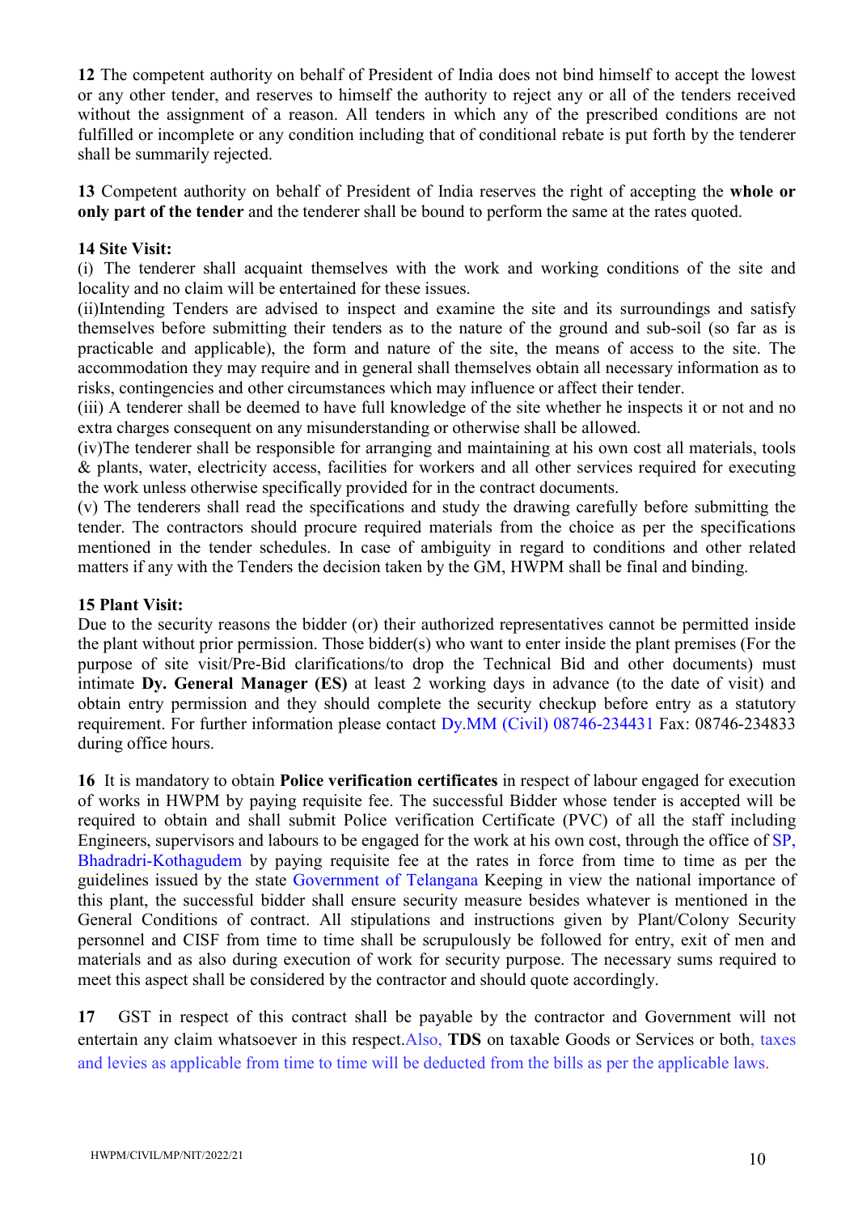**12** The competent authority on behalf of President of India does not bind himself to accept the lowest or any other tender, and reserves to himself the authority to reject any or all of the tenders received without the assignment of a reason. All tenders in which any of the prescribed conditions are not fulfilled or incomplete or any condition including that of conditional rebate is put forth by the tenderer shall be summarily rejected.

**13** Competent authority on behalf of President of India reserves the right of accepting the **whole or only part of the tender** and the tenderer shall be bound to perform the same at the rates quoted.

**14 Site Visit:**

(i) The tenderer shall acquaint themselves with the work and working conditions of the site and locality and no claim will be entertained for these issues.

(ii)Intending Tenders are advised to inspect and examine the site and its surroundings and satisfy themselves before submitting their tenders as to the nature of the ground and sub-soil (so far as is practicable and applicable), the form and nature of the site, the means of access to the site. The accommodation they may require and in general shall themselves obtain all necessary information as to risks, contingencies and other circumstances which may influence or affect their tender.

(iii) A tenderer shall be deemed to have full knowledge of the site whether he inspects it or not and no extra charges consequent on any misunderstanding or otherwise shall be allowed.

(iv)The tenderer shall be responsible for arranging and maintaining at his own cost all materials, tools & plants, water, electricity access, facilities for workers and all other services required for executing the work unless otherwise specifically provided for in the contract documents.

(v) The tenderers shall read the specifications and study the drawing carefully before submitting the tender. The contractors should procure required materials from the choice as per the specifications mentioned in the tender schedules. In case of ambiguity in regard to conditions and other related matters if any with the Tenders the decision taken by the GM, HWPM shall be final and binding.

**15 Plant Visit:**

Due to the security reasons the bidder (or) their authorized representatives cannot be permitted inside the plant without prior permission. Those bidder(s) who want to enter inside the plant premises (For the purpose of site visit/Pre-Bid clarifications/to drop the Technical Bid and other documents) must intimate **Dy. General Manager (ES)** at least 2 working days in advance (to the date of visit) and obtain entry permission and they should complete the security checkup before entry as a statutory requirement. For further information please contact Dy.MM (Civil) 08746-234431 Fax: 08746-234833 during office hours.

**16** It is mandatory to obtain **Police verification certificates** in respect of labour engaged for execution of works in HWPM by paying requisite fee. The successful Bidder whose tender is accepted will be required to obtain and shall submit Police verification Certificate (PVC) of all the staff including Engineers, supervisors and labours to be engaged for the work at his own cost, through the office of SP, Bhadradri-Kothagudem by paying requisite fee at the rates in force from time to time as per the guidelines issued by the state Government of Telangana Keeping in view the national importance of this plant, the successful bidder shall ensure security measure besides whatever is mentioned in the General Conditions of contract. All stipulations and instructions given by Plant/Colony Security personnel and CISF from time to time shall be scrupulously be followed for entry, exit of men and materials and as also during execution of work for security purpose. The necessary sums required to meet this aspect shall be considered by the contractor and should quote accordingly.

**17** GST in respect of this contract shall be payable by the contractor and Government will not entertain any claim whatsoever in this respect.Also, **TDS** on taxable Goods or Services or both, taxes and levies as applicable from time to time will be deducted from the bills as per the applicable laws.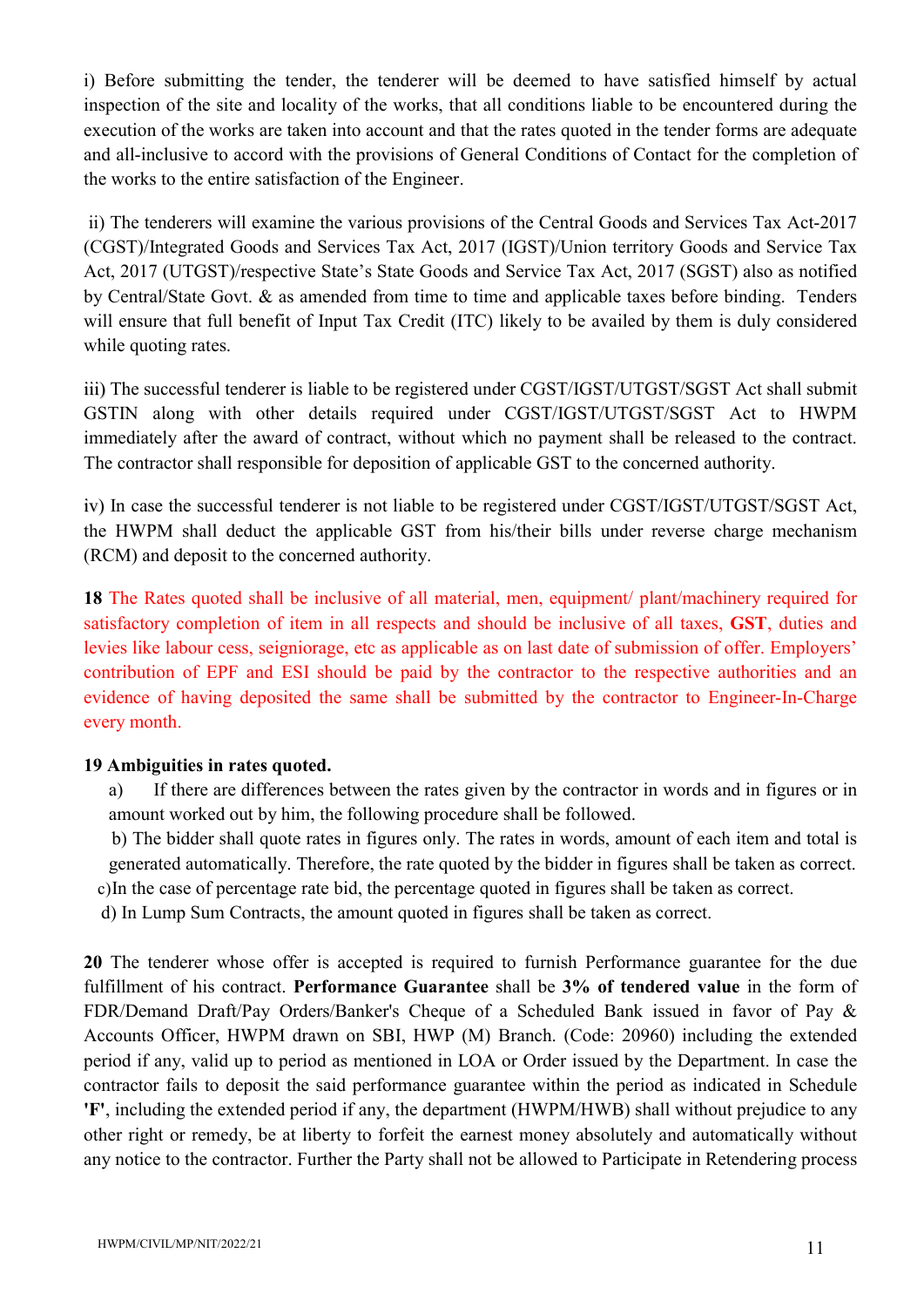i) Before submitting the tender, the tenderer will be deemed to have satisfied himself by actual inspection of the site and locality of the works, that all conditions liable to be encountered during the execution of the works are taken into account and that the rates quoted in the tender forms are adequate and all-inclusive to accord with the provisions of General Conditions of Contact for the completion of the works to the entire satisfaction of the Engineer.

ii) The tenderers will examine the various provisions of the Central Goods and Services Tax Act-2017 (CGST)/Integrated Goods and Services Tax Act, 2017 (IGST)/Union territory Goods and Service Tax Act, 2017 (UTGST)/respective State's State Goods and Service Tax Act, 2017 (SGST) also as notified by Central/State Govt. & as amended from time to time and applicable taxes before binding. Tenders will ensure that full benefit of Input Tax Credit (ITC) likely to be availed by them is duly considered while quoting rates.

iii) The successful tenderer is liable to be registered under CGST/IGST/UTGST/SGST Act shall submit GSTIN along with other details required under CGST/IGST/UTGST/SGST Act to HWPM immediately after the award of contract, without which no payment shall be released to the contract. The contractor shall responsible for deposition of applicable GST to the concerned authority.

iv) In case the successful tenderer is not liable to be registered under CGST/IGST/UTGST/SGST Act, the HWPM shall deduct the applicable GST from his/their bills under reverse charge mechanism (RCM) and deposit to the concerned authority.

**18** The Rates quoted shall be inclusive of all material, men, equipment/ plant/machinery required for satisfactory completion of item in all respects and should be inclusive of all taxes, **GST**, duties and levies like labour cess, seigniorage, etc as applicable as on last date of submission of offer. Employers' contribution of EPF and ESI should be paid by the contractor to the respective authorities and an evidence of having deposited the same shall be submitted by the contractor to Engineer-In-Charge every month.

**19 Ambiguities in rates quoted.**

a) If there are differences between the rates given by the contractor in words and in figures or in amount worked out by him, the following procedure shall be followed.

b) The bidder shall quote rates in figures only. The rates in words, amount of each item and total is generated automatically. Therefore, the rate quoted by the bidder in figures shall be taken as correct.

c) In the case of percentage rate bid, the percentage quoted in figures shall be taken as correct.

d) In Lump Sum Contracts, the amount quoted in figures shall be taken as correct.

**20** The tenderer whose offer is accepted is required to furnish Performance guarantee for the due fulfillment of his contract. **Performance Guarantee** shall be **3% of tendered value** in the form of FDR/Demand Draft/Pay Orders/Banker's Cheque of a Scheduled Bank issued in favor of Pay & Accounts Officer, HWPM drawn on SBI, HWP (M) Branch. (Code: 20960) including the extended period if any, valid up to period as mentioned in LOA or Order issued by the Department. In case the contractor fails to deposit the said performance guarantee within the period as indicated in Schedule **'F'**, including the extended period if any, the department (HWPM/HWB) shall without prejudice to any other right or remedy, be at liberty to forfeit the earnest money absolutely and automatically without any notice to the contractor. Further the Party shall not be allowed to Participate in Retendering process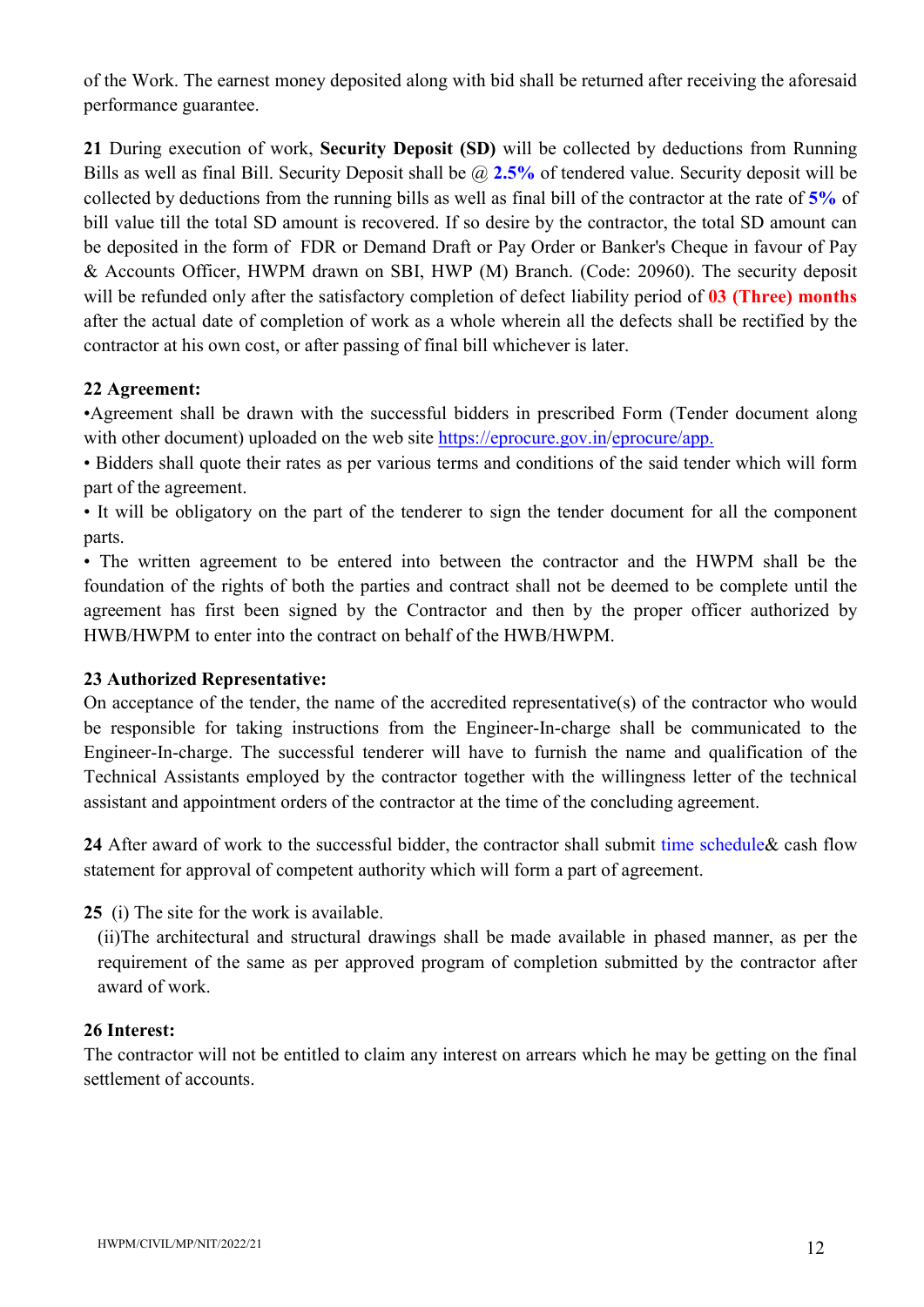of the Work. The earnest money deposited along with bid shall be returned after receiving the aforesaid performance guarantee.

**21** During execution of work, **Security Deposit (SD)** will be collected by deductions from Running Bills as well as final Bill. Security Deposit shall be @ **2.5%** of tendered value. Security deposit will be collected by deductions from the running bills as well as final bill of the contractor at the rate of **5%** of bill value till the total SD amount is recovered. If so desire by the contractor, the total SD amount can be deposited in the form of FDR or Demand Draft or Pay Order or Banker's Cheque in favour of Pay & Accounts Officer, HWPM drawn on SBI, HWP (M) Branch. (Code: 20960). The security deposit will be refunded only after the satisfactory completion of defect liability period of **03 (Three) months** after the actual date of completion of work as a whole wherein all the defects shall be rectified by the contractor at his own cost, or after passing of final bill whichever is later.

**22 Agreement:**

- Agreement shall be drawn with the successful bidders in prescribed Form (Tender document along with other document) uploaded on the web site https://eprocure.gov.in/eprocure/app.
- Bidders shall quote their rates as per various terms and conditions of the said tender which will form part of the agreement.
- It will be obligatory on the part of the tenderer to sign the tender document for all the component parts.
- The written agreement to be entered into between the contractor and the HWPM shall be the foundation of the rights of both the parties and contract shall not be deemed to be complete until the agreement has first been signed by the Contractor and then by the proper officer authorized by HWB/HWPM to enter into the contract on behalf of the HWB/HWPM.

**23 Authorized Representative:**

On acceptance of the tender, the name of the accredited representative(s) of the contractor who would be responsible for taking instructions from the Engineer-In-charge shall be communicated to the Engineer-In-charge. The successful tenderer will have to furnish the name and qualification of the Technical Assistants employed by the contractor together with the willingness letter of the technical assistant and appointment orders of the contractor at the time of the concluding agreement.

**24** After award of work to the successful bidder, the contractor shall submit time schedule& cash flow statement for approval of competent authority which will form a part of agreement.

**25** (i) The site for the work is available.

(ii)The architectural and structural drawings shall be made available in phased manner, as per the requirement of the same as per approved program of completion submitted by the contractor after award of work.

**26 Interest:**

The contractor will not be entitled to claim any interest on arrears which he may be getting on the final settlement of accounts.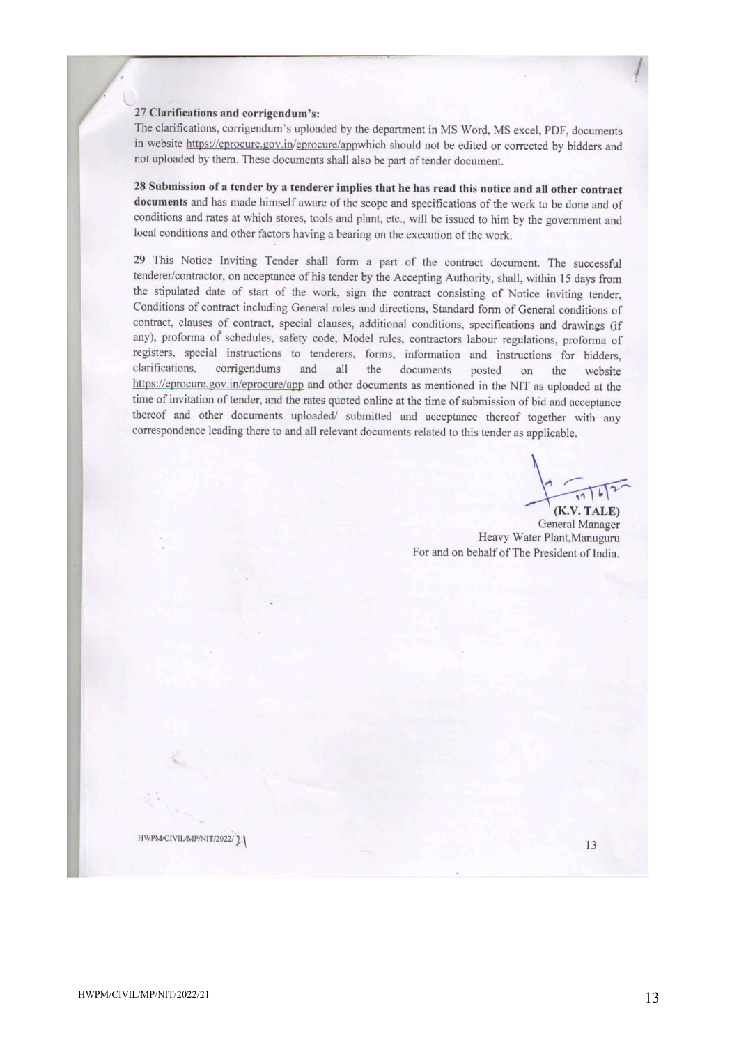**27 Clarifications and corrigendum's:**

The clarifications, corrigendum's uploaded by the department in MS Word, MS excel, PDF, documents in website https://eprocure.gov.in/eprocure/appwhich should not be edited or corrected by bidders and not uploaded by them. These documents shall also be part of tender document.

**28 Submission of a tender by a tenderer implies that he has read this notice and all other contract documents** and has made himself aware of the scope and specifications of the work to be done and of conditions and rates at which stores, tools and plant, etc., will be issued to him by the government and local conditions and other factors having a bearing on the execution of the work.

**29** This Notice Inviting Tender shall form a part of the contract document. The successful tenderer/contractor, on acceptance of his tender by the Accepting Authority, shall, within 15 days from the stipulated date of start of the work, sign the contract consisting of Notice inviting tender, Conditions of contract including General rules and directions, Standard form of General conditions of contract, clauses of contract, special clauses, additional conditions, specifications and drawings (if any), proforma of schedules, safety code, Model rules, contractors labour regulations, proforma of registers, special instructions to tenderers, forms, information and instructions for bidders, clarifications, corrigendums and all the documents posted on the website https://eprocure.gov.in/eprocure/app and other documents as mentioned in the NIT as uploaded at the time of invitation of tender, and the rates quoted online at the time of submission of bid and acceptance thereof and other documents uploaded/ submitted and acceptance thereof together with any correspondence leading there to and all relevant documents related to this tender as applicable.

17/6/22

**(K.V. TALE)**
General Manager
Heavy Water Plant,Manuguru
For and on behalf of The President of India.